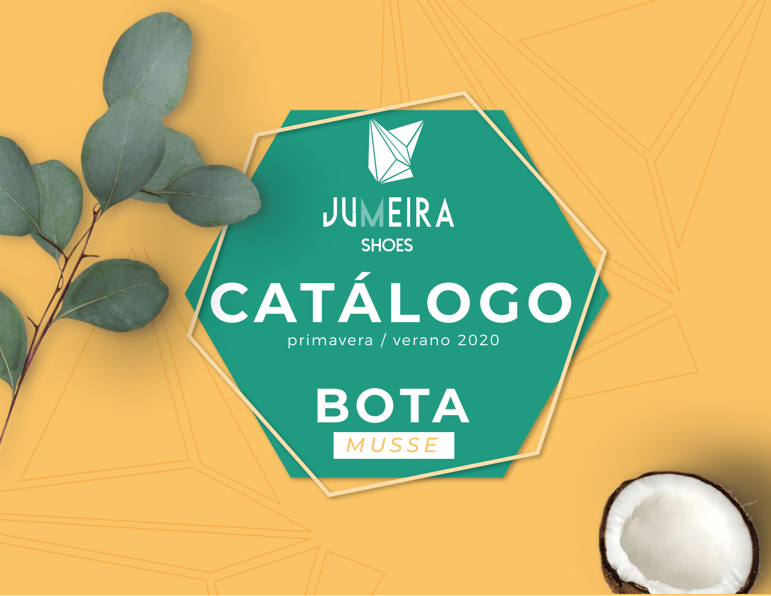JUMEIRA

SHOES

# CATÁLOGO

primavera / verano 2020

## BOTA

*MUSSE*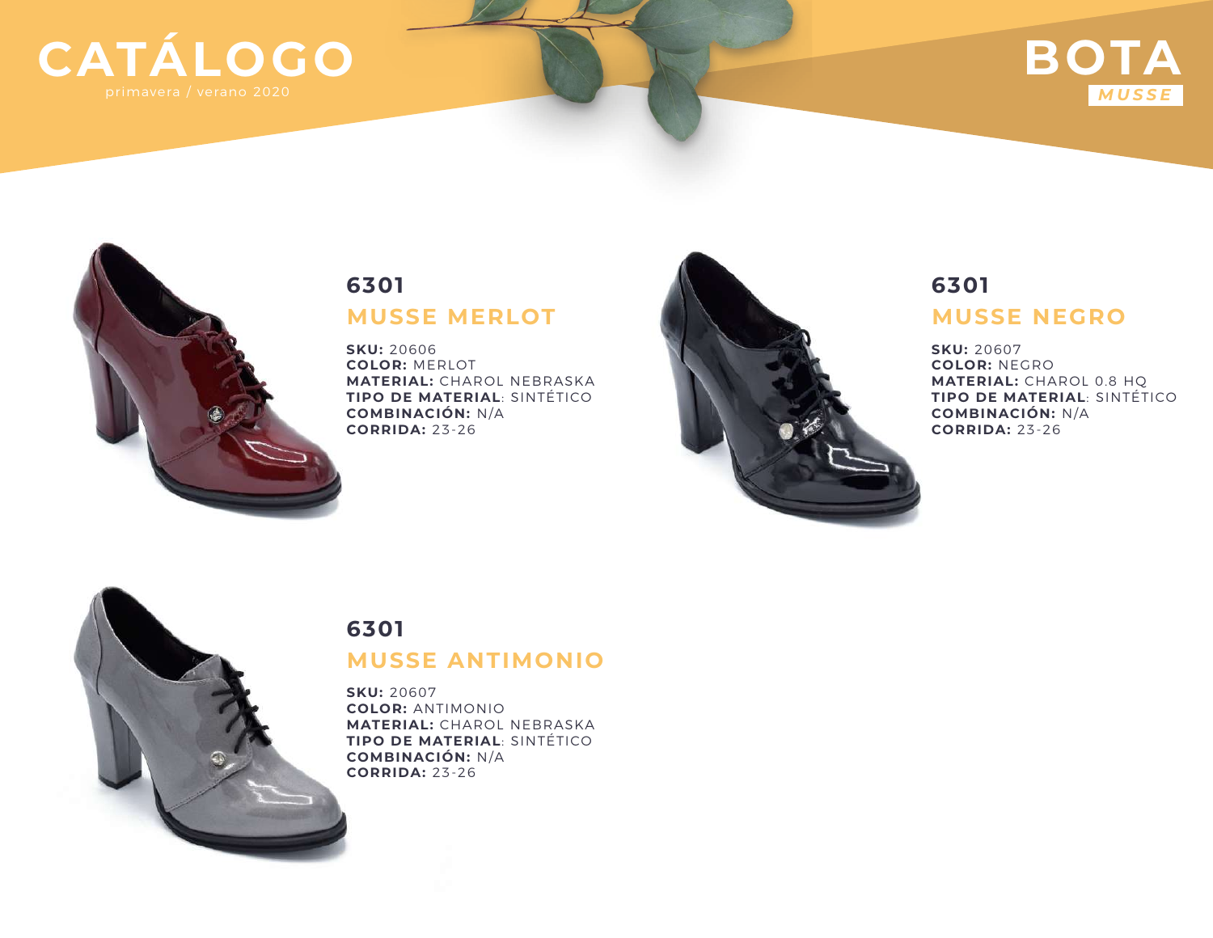# CATÁLOGO

primavera / verano 2020

# BOTA

*MUSSE*

## 6301

### MUSSE MERLOT

**SKU:** 20606
**COLOR:** MERLOT
**MATERIAL:** CHAROL NEBRASKA
**TIPO DE MATERIAL**: SINTÉTICO
**COMBINACIÓN:** N/A
**CORRIDA:** 23-26

## 6301

### MUSSE NEGRO

**SKU:** 20607
**COLOR:** NEGRO
**MATERIAL:** CHAROL 0.8 HQ
**TIPO DE MATERIAL**: SINTÉTICO
**COMBINACIÓN:** N/A
**CORRIDA:** 23-26

## 6301

### MUSSE ANTIMONIO

**SKU:** 20607
**COLOR:** ANTIMONIO
**MATERIAL:** CHAROL NEBRASKA
**TIPO DE MATERIAL**: SINTÉTICO
**COMBINACIÓN:** N/A
**CORRIDA:** 23-26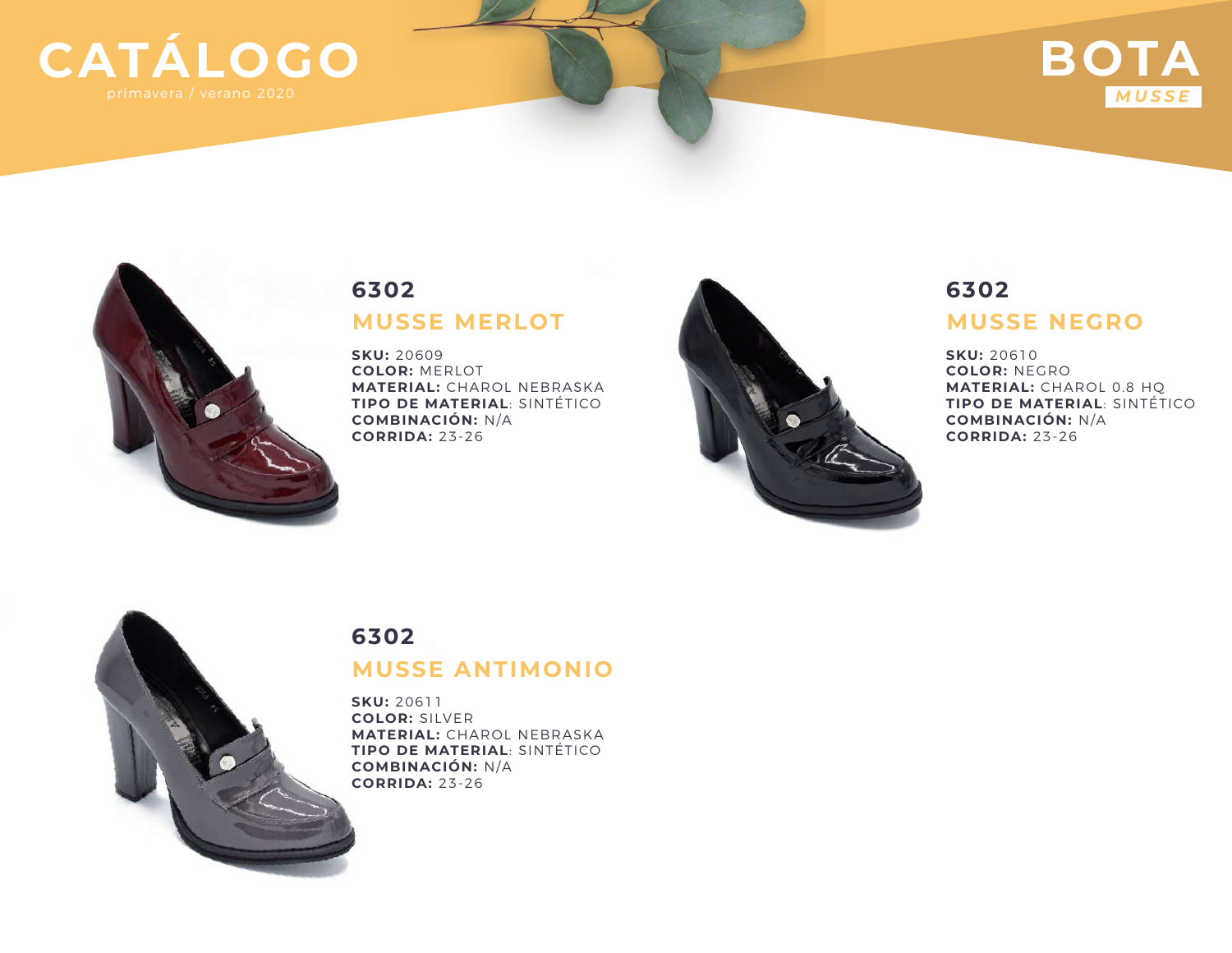# CATÁLOGO

primavera / verano 2020

# BOTA

*MUSSE*

## 6302

### MUSSE MERLOT

**SKU:** 20609
**COLOR:** MERLOT
**MATERIAL:** CHAROL NEBRASKA
**TIPO DE MATERIAL**: SINTÉTICO
**COMBINACIÓN:** N/A
**CORRIDA:** 23-26

## 6302

### MUSSE NEGRO

**SKU:** 20610
**COLOR:** NEGRO
**MATERIAL:** CHAROL 0.8 HQ
**TIPO DE MATERIAL**: SINTÉTICO
**COMBINACIÓN:** N/A
**CORRIDA:** 23-26

## 6302

### MUSSE ANTIMONIO

**SKU:** 20611
**COLOR:** SILVER
**MATERIAL:** CHAROL NEBRASKA
**TIPO DE MATERIAL**: SINTÉTICO
**COMBINACIÓN:** N/A
**CORRIDA:** 23-26